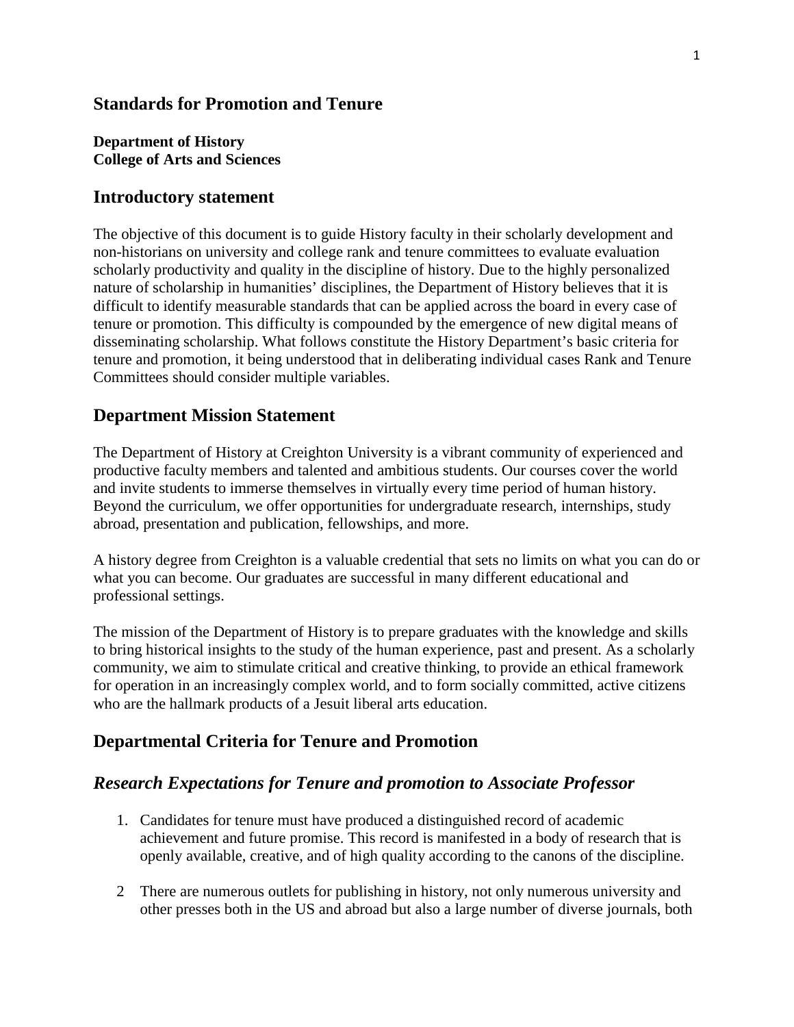## Standards for Promotion and Tenure

**Department of History**
**College of Arts and Sciences**

## Introductory statement

The objective of this document is to guide History faculty in their scholarly development and non-historians on university and college rank and tenure committees to evaluate evaluation scholarly productivity and quality in the discipline of history. Due to the highly personalized nature of scholarship in humanities' disciplines, the Department of History believes that it is difficult to identify measurable standards that can be applied across the board in every case of tenure or promotion. This difficulty is compounded by the emergence of new digital means of disseminating scholarship. What follows constitute the History Department's basic criteria for tenure and promotion, it being understood that in deliberating individual cases Rank and Tenure Committees should consider multiple variables.

## Department Mission Statement

The Department of History at Creighton University is a vibrant community of experienced and productive faculty members and talented and ambitious students. Our courses cover the world and invite students to immerse themselves in virtually every time period of human history. Beyond the curriculum, we offer opportunities for undergraduate research, internships, study abroad, presentation and publication, fellowships, and more.

A history degree from Creighton is a valuable credential that sets no limits on what you can do or what you can become. Our graduates are successful in many different educational and professional settings.

The mission of the Department of History is to prepare graduates with the knowledge and skills to bring historical insights to the study of the human experience, past and present. As a scholarly community, we aim to stimulate critical and creative thinking, to provide an ethical framework for operation in an increasingly complex world, and to form socially committed, active citizens who are the hallmark products of a Jesuit liberal arts education.

## Departmental Criteria for Tenure and Promotion

### *Research Expectations for Tenure and promotion to Associate Professor*

1. Candidates for tenure must have produced a distinguished record of academic achievement and future promise. This record is manifested in a body of research that is openly available, creative, and of high quality according to the canons of the discipline.

2. There are numerous outlets for publishing in history, not only numerous university and other presses both in the US and abroad but also a large number of diverse journals, both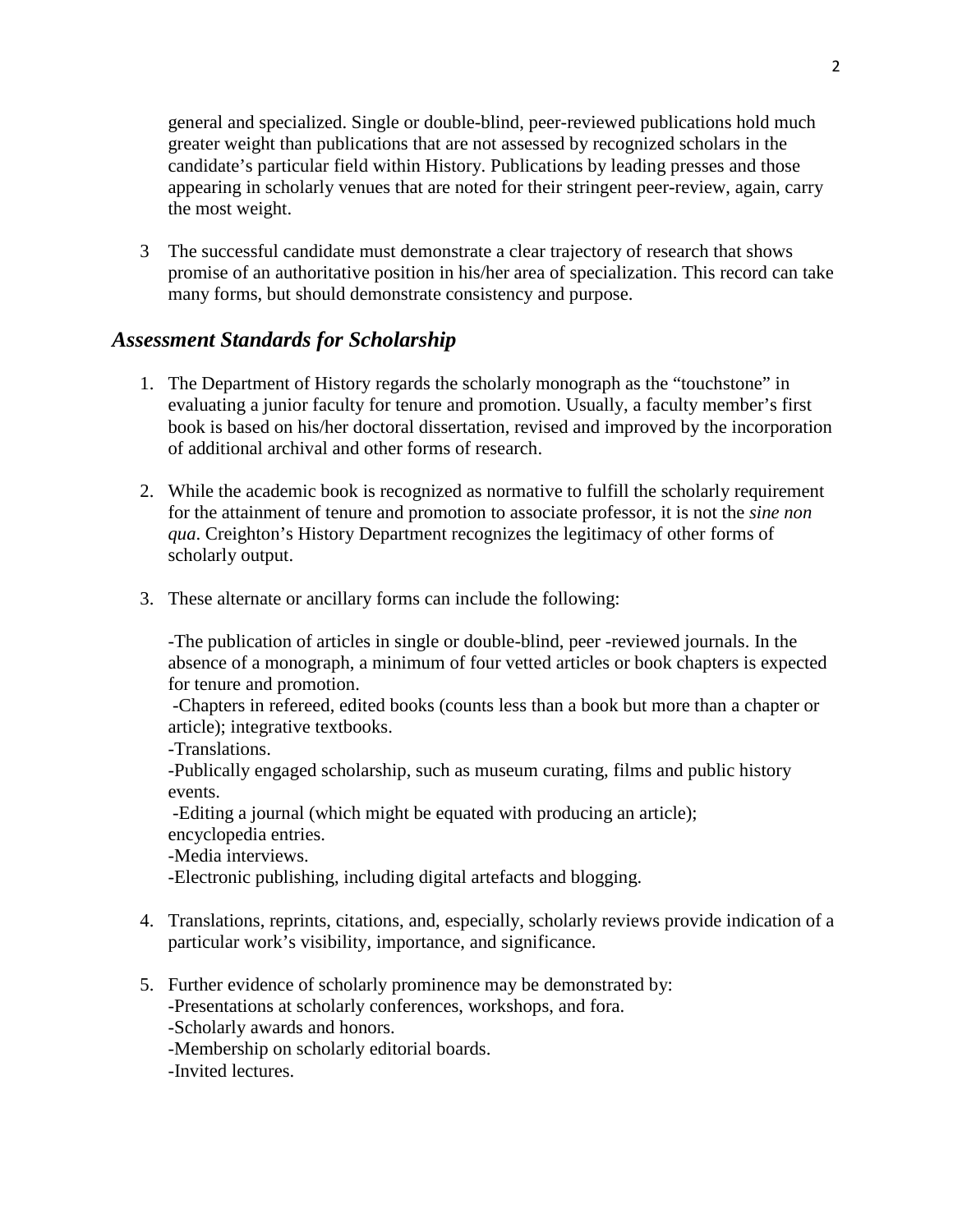general and specialized. Single or double-blind, peer-reviewed publications hold much greater weight than publications that are not assessed by recognized scholars in the candidate's particular field within History. Publications by leading presses and those appearing in scholarly venues that are noted for their stringent peer-review, again, carry the most weight.

3 The successful candidate must demonstrate a clear trajectory of research that shows promise of an authoritative position in his/her area of specialization. This record can take many forms, but should demonstrate consistency and purpose.

## *Assessment Standards for Scholarship*

1. The Department of History regards the scholarly monograph as the "touchstone" in evaluating a junior faculty for tenure and promotion. Usually, a faculty member's first book is based on his/her doctoral dissertation, revised and improved by the incorporation of additional archival and other forms of research.

2. While the academic book is recognized as normative to fulfill the scholarly requirement for the attainment of tenure and promotion to associate professor, it is not the *sine non qua*. Creighton's History Department recognizes the legitimacy of other forms of scholarly output.

3. These alternate or ancillary forms can include the following:

   -The publication of articles in single or double-blind, peer -reviewed journals. In the absence of a monograph, a minimum of four vetted articles or book chapters is expected for tenure and promotion.
   -Chapters in refereed, edited books (counts less than a book but more than a chapter or article); integrative textbooks.
   -Translations.
   -Publically engaged scholarship, such as museum curating, films and public history events.
   -Editing a journal (which might be equated with producing an article); encyclopedia entries.
   -Media interviews.
   -Electronic publishing, including digital artefacts and blogging.

4. Translations, reprints, citations, and, especially, scholarly reviews provide indication of a particular work's visibility, importance, and significance.

5. Further evidence of scholarly prominence may be demonstrated by:
   -Presentations at scholarly conferences, workshops, and fora.
   -Scholarly awards and honors.
   -Membership on scholarly editorial boards.
   -Invited lectures.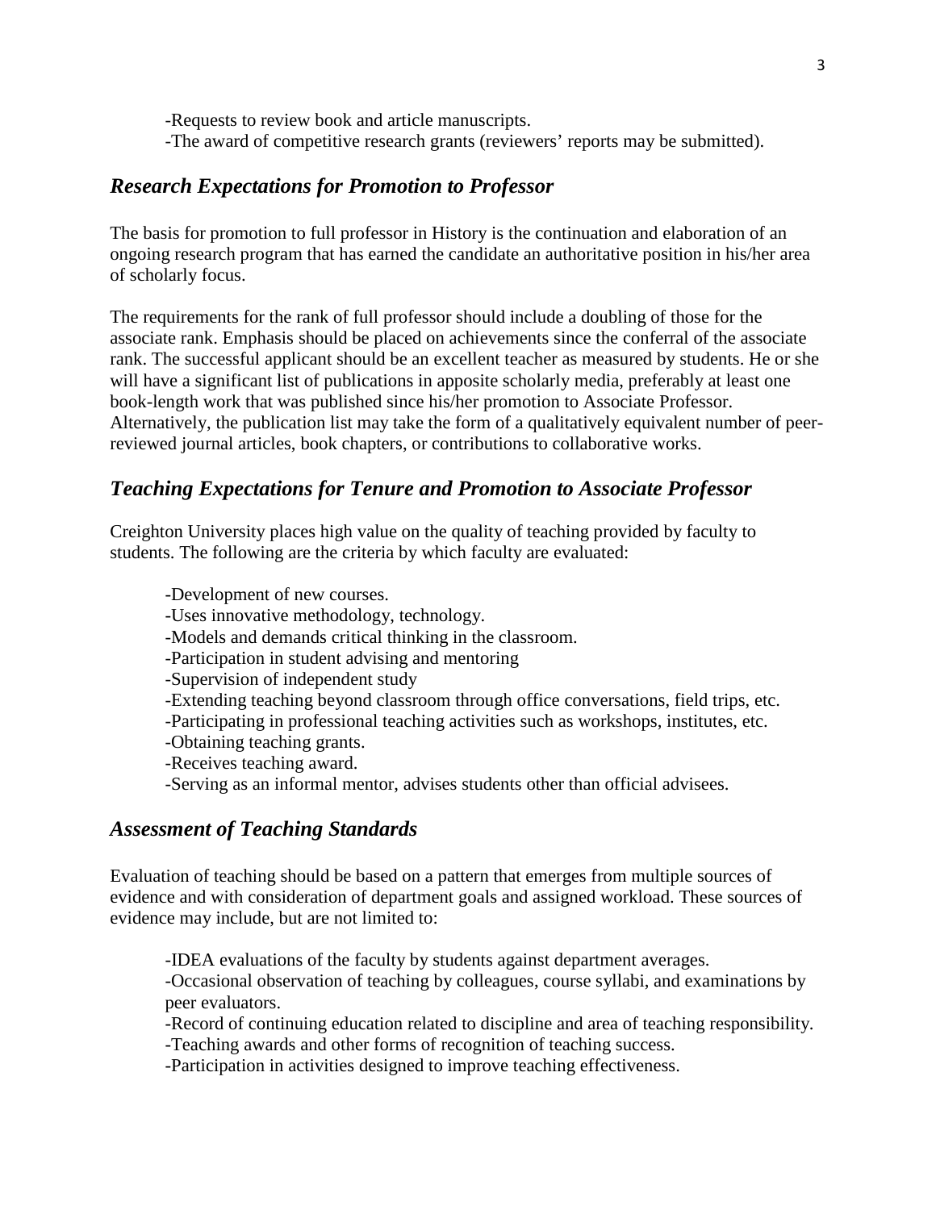-Requests to review book and article manuscripts.
-The award of competitive research grants (reviewers' reports may be submitted).

## *Research Expectations for Promotion to Professor*

The basis for promotion to full professor in History is the continuation and elaboration of an ongoing research program that has earned the candidate an authoritative position in his/her area of scholarly focus.

The requirements for the rank of full professor should include a doubling of those for the associate rank. Emphasis should be placed on achievements since the conferral of the associate rank. The successful applicant should be an excellent teacher as measured by students. He or she will have a significant list of publications in apposite scholarly media, preferably at least one book-length work that was published since his/her promotion to Associate Professor. Alternatively, the publication list may take the form of a qualitatively equivalent number of peer-reviewed journal articles, book chapters, or contributions to collaborative works.

## *Teaching Expectations for Tenure and Promotion to Associate Professor*

Creighton University places high value on the quality of teaching provided by faculty to students. The following are the criteria by which faculty are evaluated:

-Development of new courses.
-Uses innovative methodology, technology.
-Models and demands critical thinking in the classroom.
-Participation in student advising and mentoring
-Supervision of independent study
-Extending teaching beyond classroom through office conversations, field trips, etc.
-Participating in professional teaching activities such as workshops, institutes, etc.
-Obtaining teaching grants.
-Receives teaching award.
-Serving as an informal mentor, advises students other than official advisees.

## *Assessment of Teaching Standards*

Evaluation of teaching should be based on a pattern that emerges from multiple sources of evidence and with consideration of department goals and assigned workload. These sources of evidence may include, but are not limited to:

-IDEA evaluations of the faculty by students against department averages.
-Occasional observation of teaching by colleagues, course syllabi, and examinations by peer evaluators.
-Record of continuing education related to discipline and area of teaching responsibility.
-Teaching awards and other forms of recognition of teaching success.
-Participation in activities designed to improve teaching effectiveness.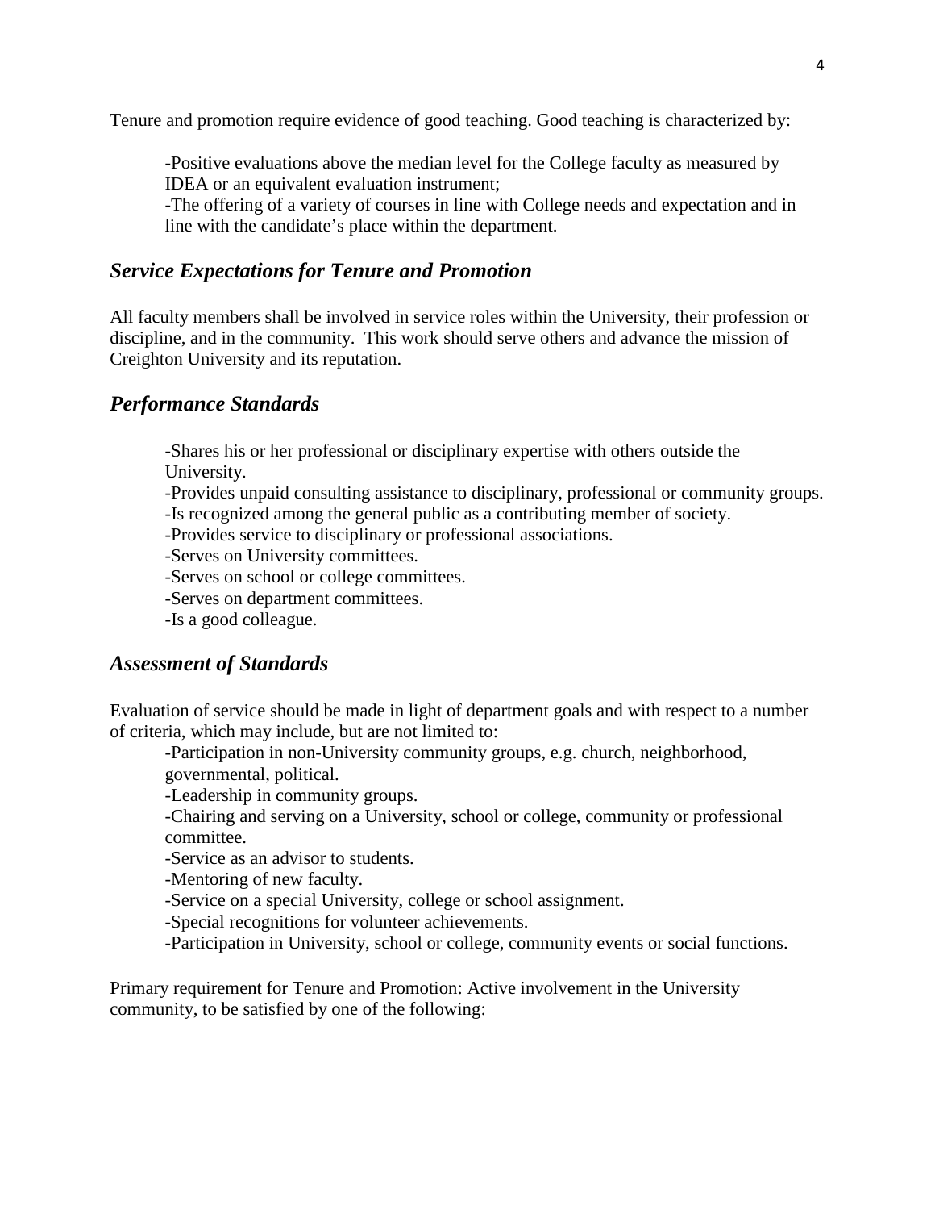Tenure and promotion require evidence of good teaching. Good teaching is characterized by:

-Positive evaluations above the median level for the College faculty as measured by IDEA or an equivalent evaluation instrument;
-The offering of a variety of courses in line with College needs and expectation and in line with the candidate's place within the department.

## *Service Expectations for Tenure and Promotion*

All faculty members shall be involved in service roles within the University, their profession or discipline, and in the community. This work should serve others and advance the mission of Creighton University and its reputation.

## *Performance Standards*

-Shares his or her professional or disciplinary expertise with others outside the University.
-Provides unpaid consulting assistance to disciplinary, professional or community groups.
-Is recognized among the general public as a contributing member of society.
-Provides service to disciplinary or professional associations.
-Serves on University committees.
-Serves on school or college committees.
-Serves on department committees.
-Is a good colleague.

## *Assessment of Standards*

Evaluation of service should be made in light of department goals and with respect to a number of criteria, which may include, but are not limited to:

-Participation in non-University community groups, e.g. church, neighborhood, governmental, political.
-Leadership in community groups.
-Chairing and serving on a University, school or college, community or professional committee.
-Service as an advisor to students.
-Mentoring of new faculty.
-Service on a special University, college or school assignment.
-Special recognitions for volunteer achievements.
-Participation in University, school or college, community events or social functions.

Primary requirement for Tenure and Promotion: Active involvement in the University community, to be satisfied by one of the following: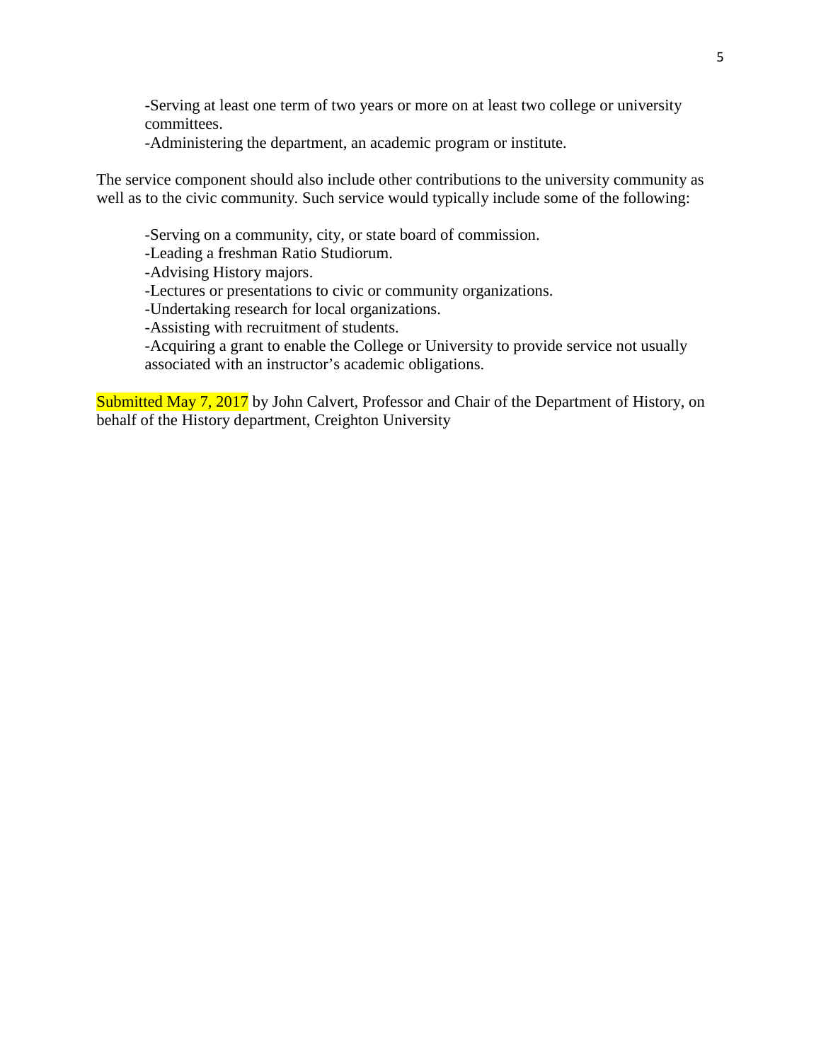-Serving at least one term of two years or more on at least two college or university committees.
-Administering the department, an academic program or institute.

The service component should also include other contributions to the university community as well as to the civic community. Such service would typically include some of the following:

-Serving on a community, city, or state board of commission.
-Leading a freshman Ratio Studiorum.
-Advising History majors.
-Lectures or presentations to civic or community organizations.
-Undertaking research for local organizations.
-Assisting with recruitment of students.
-Acquiring a grant to enable the College or University to provide service not usually associated with an instructor's academic obligations.

Submitted May 7, 2017 by John Calvert, Professor and Chair of the Department of History, on behalf of the History department, Creighton University